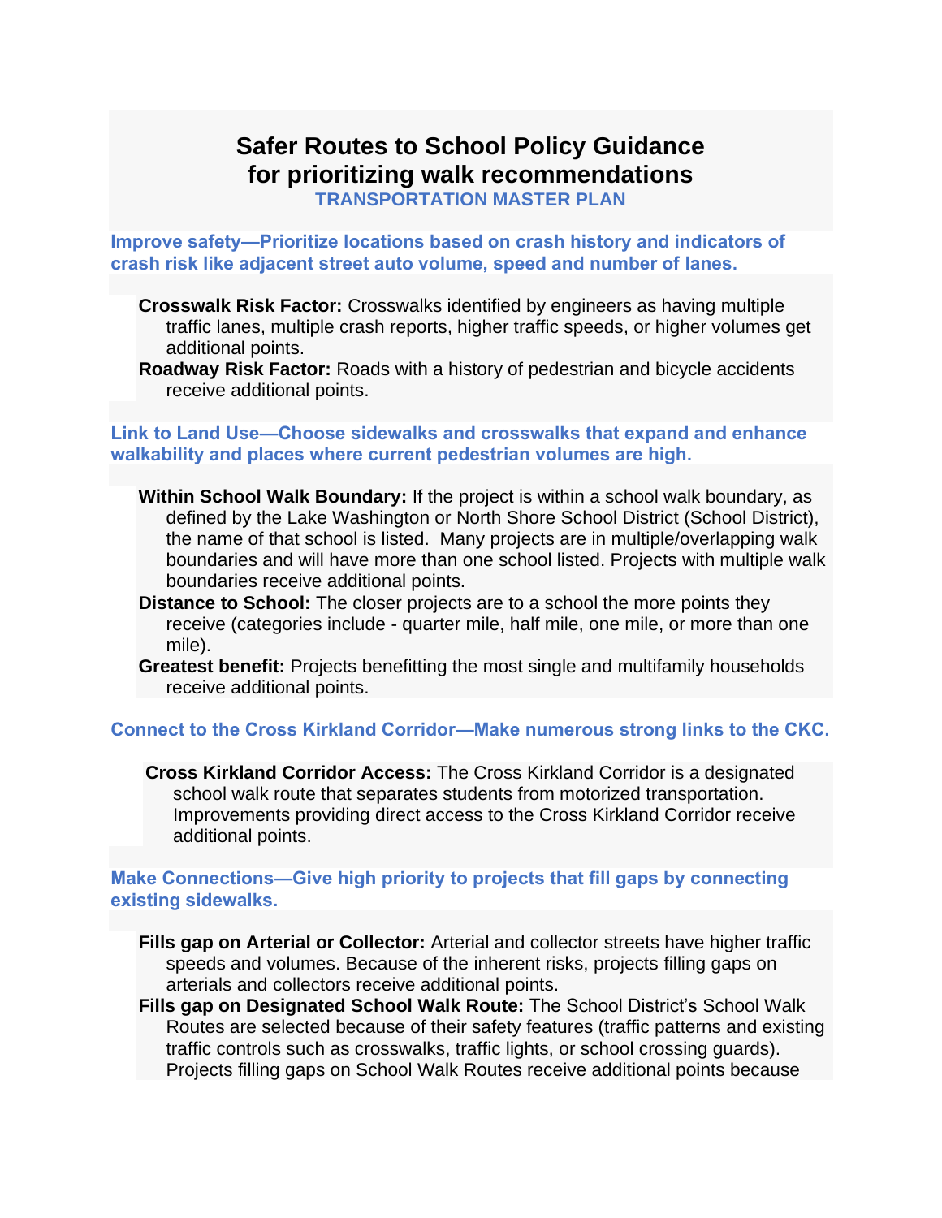# Safer Routes to School Policy Guidance for prioritizing walk recommendations

## TRANSPORTATION MASTER PLAN

### Improve safety—Prioritize locations based on crash history and indicators of crash risk like adjacent street auto volume, speed and number of lanes.

**Crosswalk Risk Factor:** Crosswalks identified by engineers as having multiple traffic lanes, multiple crash reports, higher traffic speeds, or higher volumes get additional points.

**Roadway Risk Factor:** Roads with a history of pedestrian and bicycle accidents receive additional points.

### Link to Land Use—Choose sidewalks and crosswalks that expand and enhance walkability and places where current pedestrian volumes are high.

**Within School Walk Boundary:** If the project is within a school walk boundary, as defined by the Lake Washington or North Shore School District (School District), the name of that school is listed. Many projects are in multiple/overlapping walk boundaries and will have more than one school listed. Projects with multiple walk boundaries receive additional points.

**Distance to School:** The closer projects are to a school the more points they receive (categories include - quarter mile, half mile, one mile, or more than one mile).

**Greatest benefit:** Projects benefitting the most single and multifamily households receive additional points.

### Connect to the Cross Kirkland Corridor—Make numerous strong links to the CKC.

**Cross Kirkland Corridor Access:** The Cross Kirkland Corridor is a designated school walk route that separates students from motorized transportation. Improvements providing direct access to the Cross Kirkland Corridor receive additional points.

### Make Connections—Give high priority to projects that fill gaps by connecting existing sidewalks.

**Fills gap on Arterial or Collector:** Arterial and collector streets have higher traffic speeds and volumes. Because of the inherent risks, projects filling gaps on arterials and collectors receive additional points.

**Fills gap on Designated School Walk Route:** The School District's School Walk Routes are selected because of their safety features (traffic patterns and existing traffic controls such as crosswalks, traffic lights, or school crossing guards). Projects filling gaps on School Walk Routes receive additional points because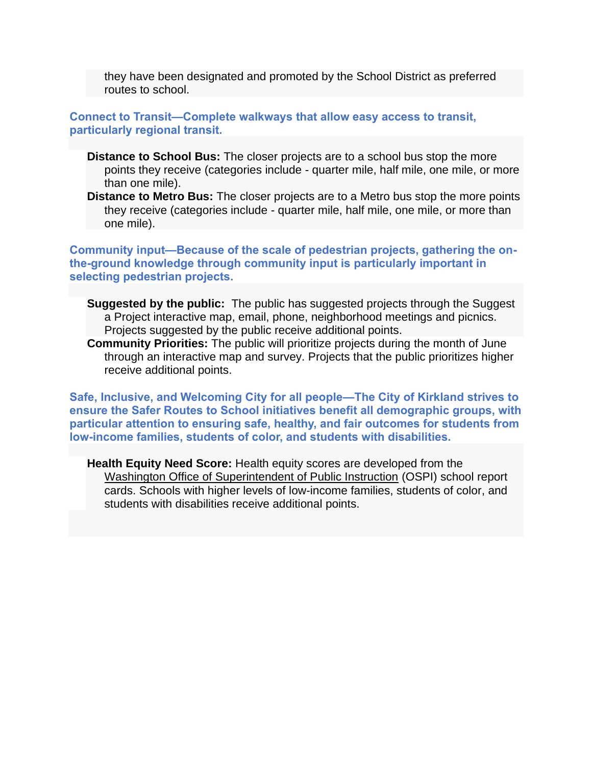they have been designated and promoted by the School District as preferred routes to school.

### Connect to Transit—Complete walkways that allow easy access to transit, particularly regional transit.

**Distance to School Bus:** The closer projects are to a school bus stop the more points they receive (categories include - quarter mile, half mile, one mile, or more than one mile).

**Distance to Metro Bus:** The closer projects are to a Metro bus stop the more points they receive (categories include - quarter mile, half mile, one mile, or more than one mile).

### Community input—Because of the scale of pedestrian projects, gathering the on-the-ground knowledge through community input is particularly important in selecting pedestrian projects.

**Suggested by the public:** The public has suggested projects through the Suggest a Project interactive map, email, phone, neighborhood meetings and picnics. Projects suggested by the public receive additional points.

**Community Priorities:** The public will prioritize projects during the month of June through an interactive map and survey. Projects that the public prioritizes higher receive additional points.

### Safe, Inclusive, and Welcoming City for all people—The City of Kirkland strives to ensure the Safer Routes to School initiatives benefit all demographic groups, with particular attention to ensuring safe, healthy, and fair outcomes for students from low-income families, students of color, and students with disabilities.

**Health Equity Need Score:** Health equity scores are developed from the Washington Office of Superintendent of Public Instruction (OSPI) school report cards. Schools with higher levels of low-income families, students of color, and students with disabilities receive additional points.